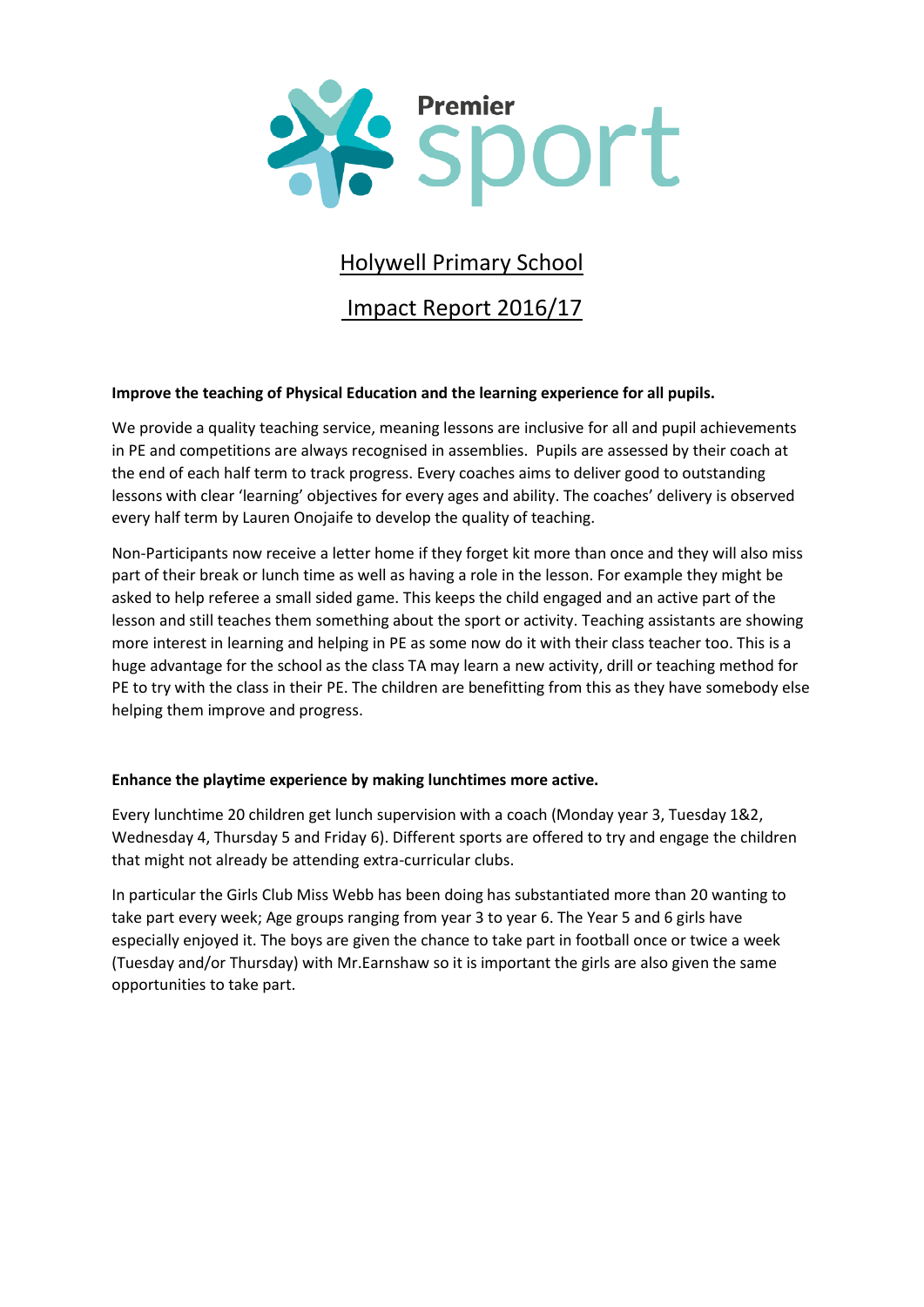Premier sport

# Holywell Primary School

# Impact Report 2016/17

**Improve the teaching of Physical Education and the learning experience for all pupils.**

We provide a quality teaching service, meaning lessons are inclusive for all and pupil achievements in PE and competitions are always recognised in assemblies. Pupils are assessed by their coach at the end of each half term to track progress. Every coaches aims to deliver good to outstanding lessons with clear 'learning' objectives for every ages and ability. The coaches' delivery is observed every half term by Lauren Onojaife to develop the quality of teaching.

Non-Participants now receive a letter home if they forget kit more than once and they will also miss part of their break or lunch time as well as having a role in the lesson. For example they might be asked to help referee a small sided game. This keeps the child engaged and an active part of the lesson and still teaches them something about the sport or activity. Teaching assistants are showing more interest in learning and helping in PE as some now do it with their class teacher too. This is a huge advantage for the school as the class TA may learn a new activity, drill or teaching method for PE to try with the class in their PE. The children are benefitting from this as they have somebody else helping them improve and progress.

**Enhance the playtime experience by making lunchtimes more active.**

Every lunchtime 20 children get lunch supervision with a coach (Monday year 3, Tuesday 1&2, Wednesday 4, Thursday 5 and Friday 6). Different sports are offered to try and engage the children that might not already be attending extra-curricular clubs.

In particular the Girls Club Miss Webb has been doing has substantiated more than 20 wanting to take part every week; Age groups ranging from year 3 to year 6. The Year 5 and 6 girls have especially enjoyed it. The boys are given the chance to take part in football once or twice a week (Tuesday and/or Thursday) with Mr.Earnshaw so it is important the girls are also given the same opportunities to take part.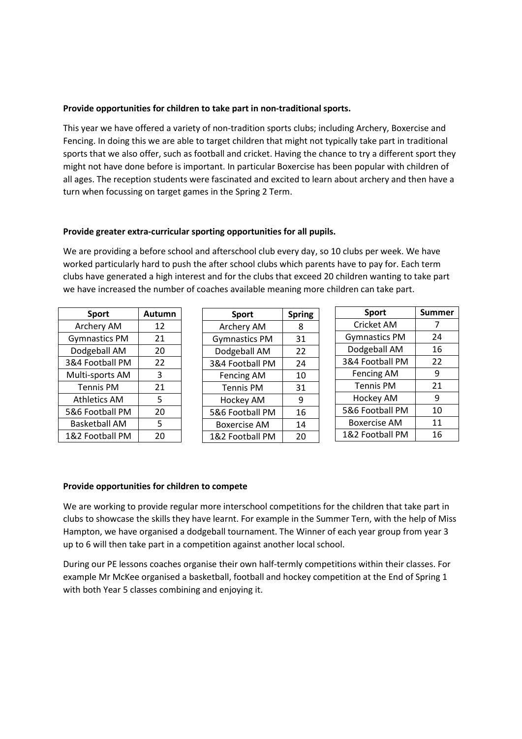**Provide opportunities for children to take part in non-traditional sports.**

This year we have offered a variety of non-tradition sports clubs; including Archery, Boxercise and Fencing. In doing this we are able to target children that might not typically take part in traditional sports that we also offer, such as football and cricket. Having the chance to try a different sport they might not have done before is important. In particular Boxercise has been popular with children of all ages. The reception students were fascinated and excited to learn about archery and then have a turn when focussing on target games in the Spring 2 Term.

**Provide greater extra-curricular sporting opportunities for all pupils.**

We are providing a before school and afterschool club every day, so 10 clubs per week. We have worked particularly hard to push the after school clubs which parents have to pay for. Each term clubs have generated a high interest and for the clubs that exceed 20 children wanting to take part we have increased the number of coaches available meaning more children can take part.

| Sport | Autumn |
|---|---|
| Archery AM | 12 |
| Gymnastics PM | 21 |
| Dodgeball AM | 20 |
| 3&4 Football PM | 22 |
| Multi-sports AM | 3 |
| Tennis PM | 21 |
| Athletics AM | 5 |
| 5&6 Football PM | 20 |
| Basketball AM | 5 |
| 1&2 Football PM | 20 |

| Sport | Spring |
|---|---|
| Archery AM | 8 |
| Gymnastics PM | 31 |
| Dodgeball AM | 22 |
| 3&4 Football PM | 24 |
| Fencing AM | 10 |
| Tennis PM | 31 |
| Hockey AM | 9 |
| 5&6 Football PM | 16 |
| Boxercise AM | 14 |
| 1&2 Football PM | 20 |

| Sport | Summer |
|---|---|
| Cricket AM | 7 |
| Gymnastics PM | 24 |
| Dodgeball AM | 16 |
| 3&4 Football PM | 22 |
| Fencing AM | 9 |
| Tennis PM | 21 |
| Hockey AM | 9 |
| 5&6 Football PM | 10 |
| Boxercise AM | 11 |
| 1&2 Football PM | 16 |

**Provide opportunities for children to compete**

We are working to provide regular more interschool competitions for the children that take part in clubs to showcase the skills they have learnt. For example in the Summer Tern, with the help of Miss Hampton, we have organised a dodgeball tournament. The Winner of each year group from year 3 up to 6 will then take part in a competition against another local school.

During our PE lessons coaches organise their own half-termly competitions within their classes. For example Mr McKee organised a basketball, football and hockey competition at the End of Spring 1 with both Year 5 classes combining and enjoying it.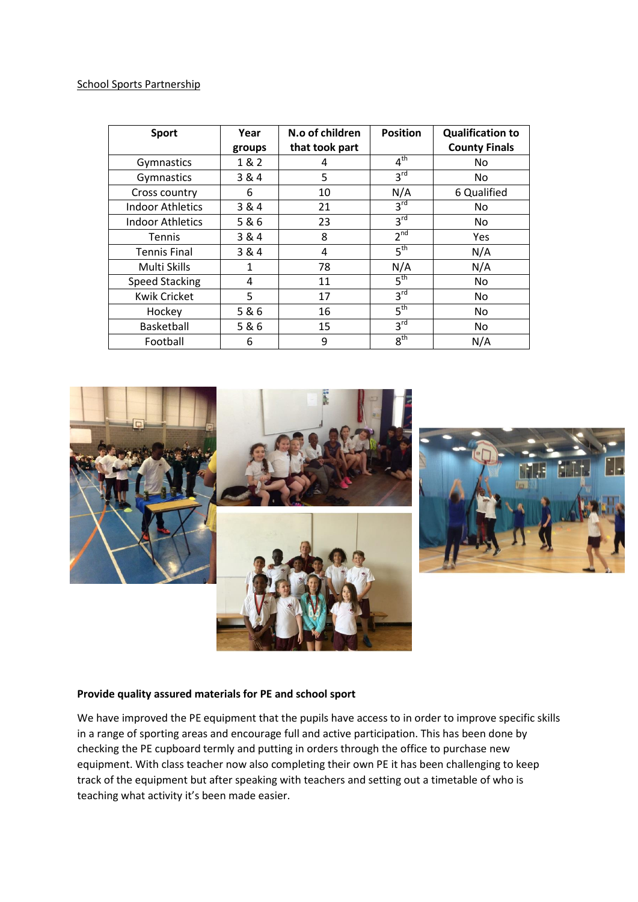School Sports Partnership

| Sport | Year groups | N.o of children that took part | Position | Qualification to County Finals |
|---|---|---|---|---|
| Gymnastics | 1 & 2 | 4 | 4th | No |
| Gymnastics | 3 & 4 | 5 | 3rd | No |
| Cross country | 6 | 10 | N/A | 6 Qualified |
| Indoor Athletics | 3 & 4 | 21 | 3rd | No |
| Indoor Athletics | 5 & 6 | 23 | 3rd | No |
| Tennis | 3 & 4 | 8 | 2nd | Yes |
| Tennis Final | 3 & 4 | 4 | 5th | N/A |
| Multi Skills | 1 | 78 | N/A | N/A |
| Speed Stacking | 4 | 11 | 5th | No |
| Kwik Cricket | 5 | 17 | 3rd | No |
| Hockey | 5 & 6 | 16 | 5th | No |
| Basketball | 5 & 6 | 15 | 3rd | No |
| Football | 6 | 9 | 8th | N/A |

**Provide quality assured materials for PE and school sport**

We have improved the PE equipment that the pupils have access to in order to improve specific skills in a range of sporting areas and encourage full and active participation. This has been done by checking the PE cupboard termly and putting in orders through the office to purchase new equipment. With class teacher now also completing their own PE it has been challenging to keep track of the equipment but after speaking with teachers and setting out a timetable of who is teaching what activity it's been made easier.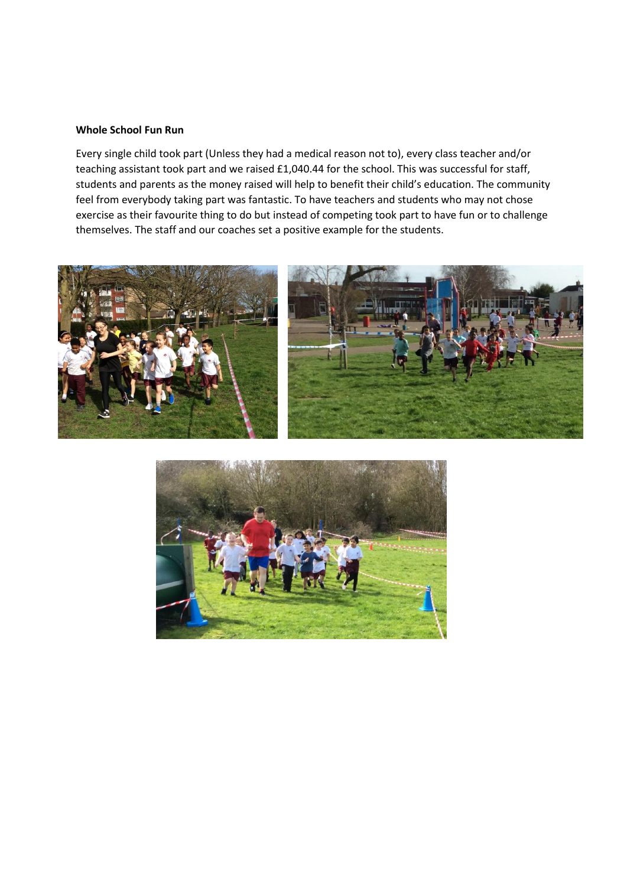**Whole School Fun Run**

Every single child took part (Unless they had a medical reason not to), every class teacher and/or teaching assistant took part and we raised £1,040.44 for the school. This was successful for staff, students and parents as the money raised will help to benefit their child's education. The community feel from everybody taking part was fantastic. To have teachers and students who may not chose exercise as their favourite thing to do but instead of competing took part to have fun or to challenge themselves. The staff and our coaches set a positive example for the students.